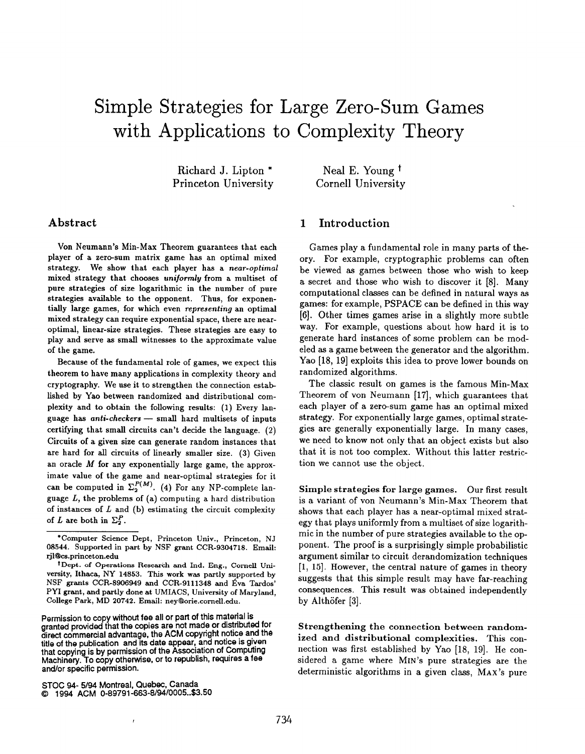# Simple Strategies for Large Zero-Sum Games with Applications to Complexity Theory

Richard J. Lipton *
Princeton University

Neal E. Young †
Cornell University

## Abstract

Von Neumann's Min-Max Theorem guarantees that each player of a zero-sum matrix game has an optimal mixed strategy. We show that each player has a *near-optimal* mixed strategy that chooses *uniformly* from a multiset of pure strategies of size logarithmic in the number of pure strategies available to the opponent. Thus, for exponentially large games, for which even *representing* an optimal mixed strategy can require exponential space, there are near-optimal, linear-size strategies. These strategies are easy to play and serve as small witnesses to the approximate value of the game.

Because of the fundamental role of games, we expect this theorem to have many applications in complexity theory and cryptography. We use it to strengthen the connection established by Yao between randomized and distributional complexity and to obtain the following results: (1) Every language has *anti-checkers* — small hard multisets of inputs certifying that small circuits can't decide the language. (2) Circuits of a given size can generate random instances that are hard for all circuits of linearly smaller size. (3) Given an oracle $M$ for any exponentially large game, the approximate value of the game and near-optimal strategies for it can be computed in $\Sigma_2^{P(M)}$. (4) For any NP-complete language $L$, the problems of (a) computing a hard distribution of instances of $L$ and (b) estimating the circuit complexity of $L$ are both in $\Sigma_2^P$.

*Computer Science Dept, Princeton Univ., Princeton, NJ 08544. Supported in part by NSF grant CCR-9304718. Email: rjl@cs.princeton.edu

†Dept. of Operations Research and Ind. Eng., Cornell University, Ithaca, NY 14853. This work was partly supported by NSF grants CCR-8906949 and CCR-9111348 and Éva Tardos' PYI grant, and partly done at UMIACS, University of Maryland, College Park, MD 20742. Email: ney@orie.cornell.edu.

Permission to copy without fee all or part of this material is granted provided that the copies are not made or distributed for direct commercial advantage, the ACM copyright notice and the title of the publication and its date appear, and notice is given that copying is by permission of the Association of Computing Machinery. To copy otherwise, or to republish, requires a fee and/or specific permission.

STOC 94- 5/94 Montreal, Quebec, Canada
© 1994 ACM 0-89791-663-8/94/0005..$3.50

## 1 Introduction

Games play a fundamental role in many parts of theory. For example, cryptographic problems can often be viewed as games between those who wish to keep a secret and those who wish to discover it [8]. Many computational classes can be defined in natural ways as games: for example, PSPACE can be defined in this way [6]. Other times games arise in a slightly more subtle way. For example, questions about how hard it is to generate hard instances of some problem can be modeled as a game between the generator and the algorithm. Yao [18, 19] exploits this idea to prove lower bounds on randomized algorithms.

The classic result on games is the famous Min-Max Theorem of von Neumann [17], which guarantees that each player of a zero-sum game has an optimal mixed strategy. For exponentially large games, optimal strategies are generally exponentially large. In many cases, we need to know not only that an object exists but also that it is not too complex. Without this latter restriction we cannot use the object.

**Simple strategies for large games.** Our first result is a variant of von Neumann's Min-Max Theorem that shows that each player has a near-optimal mixed strategy that plays uniformly from a multiset of size logarithmic in the number of pure strategies available to the opponent. The proof is a surprisingly simple probabilistic argument similar to circuit derandomization techniques [1, 15]. However, the central nature of games in theory suggests that this simple result may have far-reaching consequences. This result was obtained independently by Althöfer [3].

**Strengthening the connection between randomized and distributional complexities.** This connection was first established by Yao [18, 19]. He considered a game where MIN's pure strategies are the deterministic algorithms in a given class, MAX's pure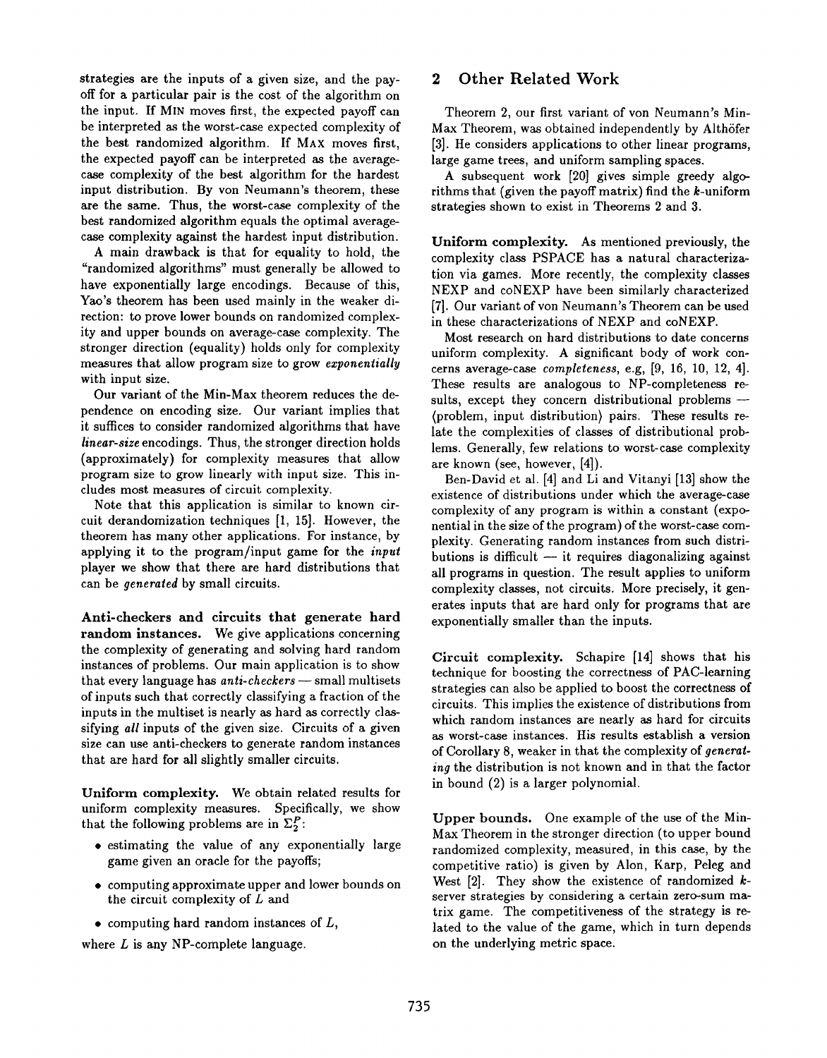strategies are the inputs of a given size, and the payoff for a particular pair is the cost of the algorithm on the input. If MIN moves first, the expected payoff can be interpreted as the worst-case expected complexity of the best randomized algorithm. If MAX moves first, the expected payoff can be interpreted as the average-case complexity of the best algorithm for the hardest input distribution. By von Neumann's theorem, these are the same. Thus, the worst-case complexity of the best randomized algorithm equals the optimal average-case complexity against the hardest input distribution.

A main drawback is that for equality to hold, the "randomized algorithms" must generally be allowed to have exponentially large encodings. Because of this, Yao's theorem has been used mainly in the weaker direction: to prove lower bounds on randomized complexity and upper bounds on average-case complexity. The stronger direction (equality) holds only for complexity measures that allow program size to grow *exponentially* with input size.

Our variant of the Min-Max theorem reduces the dependence on encoding size. Our variant implies that it suffices to consider randomized algorithms that have ***linear-size*** encodings. Thus, the stronger direction holds (approximately) for complexity measures that allow program size to grow linearly with input size. This includes most measures of circuit complexity.

Note that this application is similar to known circuit derandomization techniques [1, 15]. However, the theorem has many other applications. For instance, by applying it to the program/input game for the *input* player we show that there are hard distributions that can be *generated* by small circuits.

**Anti-checkers and circuits that generate hard random instances.** We give applications concerning the complexity of generating and solving hard random instances of problems. Our main application is to show that every language has *anti-checkers* — small multisets of inputs such that correctly classifying a fraction of the inputs in the multiset is nearly as hard as correctly classifying *all* inputs of the given size. Circuits of a given size can use anti-checkers to generate random instances that are hard for all slightly smaller circuits.

**Uniform complexity.** We obtain related results for uniform complexity measures. Specifically, we show that the following problems are in $\Sigma_2^P$:

- estimating the value of any exponentially large game given an oracle for the payoffs;
- computing approximate upper and lower bounds on the circuit complexity of $L$ and
- computing hard random instances of $L$,

where $L$ is any NP-complete language.

## 2 Other Related Work

Theorem 2, our first variant of von Neumann's Min-Max Theorem, was obtained independently by Althöfer [3]. He considers applications to other linear programs, large game trees, and uniform sampling spaces.

A subsequent work [20] gives simple greedy algorithms that (given the payoff matrix) find the $k$-uniform strategies shown to exist in Theorems 2 and 3.

**Uniform complexity.** As mentioned previously, the complexity class PSPACE has a natural characterization via games. More recently, the complexity classes NEXP and coNEXP have been similarly characterized [7]. Our variant of von Neumann's Theorem can be used in these characterizations of NEXP and coNEXP.

Most research on hard distributions to date concerns uniform complexity. A significant body of work concerns average-case *completeness*, e.g, [9, 16, 10, 12, 4]. These results are analogous to NP-completeness results, except they concern distributional problems — ⟨problem, input distribution⟩ pairs. These results relate the complexities of classes of distributional problems. Generally, few relations to worst-case complexity are known (see, however, [4]).

Ben-David et al. [4] and Li and Vitanyi [13] show the existence of distributions under which the average-case complexity of any program is within a constant (exponential in the size of the program) of the worst-case complexity. Generating random instances from such distributions is difficult — it requires diagonalizing against all programs in question. The result applies to uniform complexity classes, not circuits. More precisely, it generates inputs that are hard only for programs that are exponentially smaller than the inputs.

**Circuit complexity.** Schapire [14] shows that his technique for boosting the correctness of PAC-learning strategies can also be applied to boost the correctness of circuits. This implies the existence of distributions from which random instances are nearly as hard for circuits as worst-case instances. His results establish a version of Corollary 8, weaker in that the complexity of *generating* the distribution is not known and in that the factor in bound (2) is a larger polynomial.

**Upper bounds.** One example of the use of the Min-Max Theorem in the stronger direction (to upper bound randomized complexity, measured, in this case, by the competitive ratio) is given by Alon, Karp, Peleg and West [2]. They show the existence of randomized $k$-server strategies by considering a certain zero-sum matrix game. The competitiveness of the strategy is related to the value of the game, which in turn depends on the underlying metric space.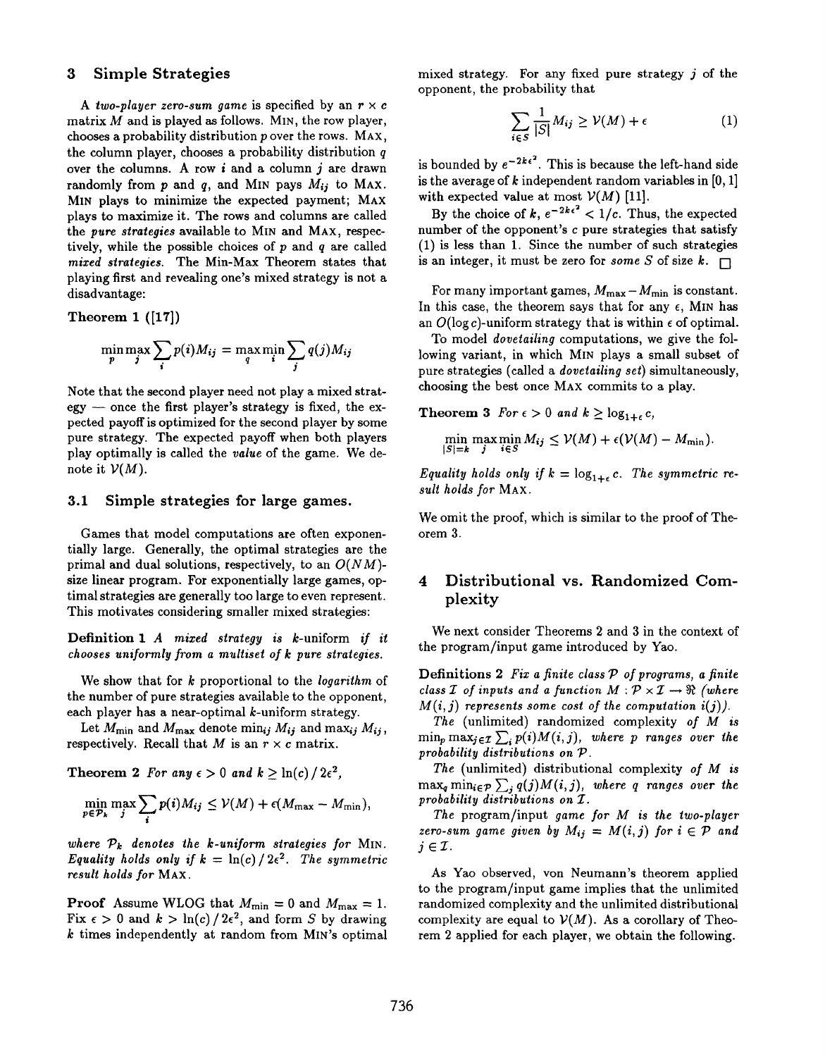## 3 Simple Strategies

A *two-player zero-sum game* is specified by an $r \times c$ matrix $M$ and is played as follows. MIN, the row player, chooses a probability distribution $p$ over the rows. MAX, the column player, chooses a probability distribution $q$ over the columns. A row $i$ and a column $j$ are drawn randomly from $p$ and $q$, and MIN pays $M_{ij}$ to MAX. MIN plays to minimize the expected payment; MAX plays to maximize it. The rows and columns are called the *pure strategies* available to MIN and MAX, respectively, while the possible choices of $p$ and $q$ are called *mixed strategies*. The Min-Max Theorem states that playing first and revealing one's mixed strategy is not a disadvantage:

**Theorem 1 ([17])**

$$\min_p \max_j \sum_i p(i) M_{ij} = \max_q \min_i \sum_j q(j) M_{ij}$$

Note that the second player need not play a mixed strategy — once the first player's strategy is fixed, the expected payoff is optimized for the second player by some pure strategy. The expected payoff when both players play optimally is called the *value* of the game. We denote it $\mathcal{V}(M)$.

### 3.1 Simple strategies for large games.

Games that model computations are often exponentially large. Generally, the optimal strategies are the primal and dual solutions, respectively, to an $O(NM)$-size linear program. For exponentially large games, optimal strategies are generally too large to even represent. This motivates considering smaller mixed strategies:

**Definition 1** *A mixed strategy is* $k$-uniform *if it chooses uniformly from a multiset of $k$ pure strategies.*

We show that for $k$ proportional to the *logarithm* of the number of pure strategies available to the opponent, each player has a near-optimal $k$-uniform strategy.

Let $M_{\min}$ and $M_{\max}$ denote $\min_{ij} M_{ij}$ and $\max_{ij} M_{ij}$, respectively. Recall that $M$ is an $r \times c$ matrix.

**Theorem 2** *For any $\epsilon > 0$ and $k \geq \ln(c) / 2\epsilon^2$,*

$$\min_{p \in \mathcal{P}_k} \max_j \sum_i p(i) M_{ij} \leq \mathcal{V}(M) + \epsilon(M_{\max} - M_{\min}),$$

*where $\mathcal{P}_k$ denotes the $k$-uniform strategies for* MIN. *Equality holds only if $k = \ln(c) / 2\epsilon^2$. The symmetric result holds for* MAX.

**Proof** Assume WLOG that $M_{\min} = 0$ and $M_{\max} = 1$. Fix $\epsilon > 0$ and $k > \ln(c) / 2\epsilon^2$, and form $S$ by drawing $k$ times independently at random from MIN's optimal mixed strategy. For any fixed pure strategy $j$ of the opponent, the probability that

$$\sum_{i \in S} \frac{1}{|S|} M_{ij} \geq \mathcal{V}(M) + \epsilon \tag{1}$$

is bounded by $e^{-2k\epsilon^2}$. This is because the left-hand side is the average of $k$ independent random variables in $[0, 1]$ with expected value at most $\mathcal{V}(M)$ [11].

By the choice of $k$, $e^{-2k\epsilon^2} < 1/c$. Thus, the expected number of the opponent's $c$ pure strategies that satisfy (1) is less than 1. Since the number of such strategies is an integer, it must be zero for *some* $S$ of size $k$. $\square$

For many important games, $M_{\max} - M_{\min}$ is constant. In this case, the theorem says that for any $\epsilon$, MIN has an $O(\log c)$-uniform strategy that is within $\epsilon$ of optimal.

To model *dovetailing* computations, we give the following variant, in which MIN plays a small subset of pure strategies (called a *dovetailing set*) simultaneously, choosing the best once MAX commits to a play.

**Theorem 3** *For $\epsilon > 0$ and $k \geq \log_{1+\epsilon} c$,*

$$\min_{|S|=k} \max_j \min_{i \in S} M_{ij} \leq \mathcal{V}(M) + \epsilon(\mathcal{V}(M) - M_{\min}).$$

*Equality holds only if $k = \log_{1+\epsilon} c$. The symmetric result holds for* MAX.

We omit the proof, which is similar to the proof of Theorem 3.

## 4 Distributional vs. Randomized Complexity

We next consider Theorems 2 and 3 in the context of the program/input game introduced by Yao.

**Definitions 2** *Fix a finite class $\mathcal{P}$ of programs, a finite class $\mathcal{I}$ of inputs and a function $M : \mathcal{P} \times \mathcal{I} \rightarrow \Re$ (where $M(i,j)$ represents some cost of the computation $i(j)$).*

*The* (unlimited) randomized complexity *of $M$ is $\min_p \max_{j \in \mathcal{I}} \sum_i p(i) M(i,j)$, where $p$ ranges over the probability distributions on $\mathcal{P}$.*

*The* (unlimited) distributional complexity *of $M$ is $\max_q \min_{i \in \mathcal{P}} \sum_j q(j) M(i,j)$, where $q$ ranges over the probability distributions on $\mathcal{I}$.*

*The* program/input game *for $M$ is the two-player zero-sum game given by $M_{ij} = M(i,j)$ for $i \in \mathcal{P}$ and $j \in \mathcal{I}$.*

As Yao observed, von Neumann's theorem applied to the program/input game implies that the unlimited randomized complexity and the unlimited distributional complexity are equal to $\mathcal{V}(M)$. As a corollary of Theorem 2 applied for each player, we obtain the following.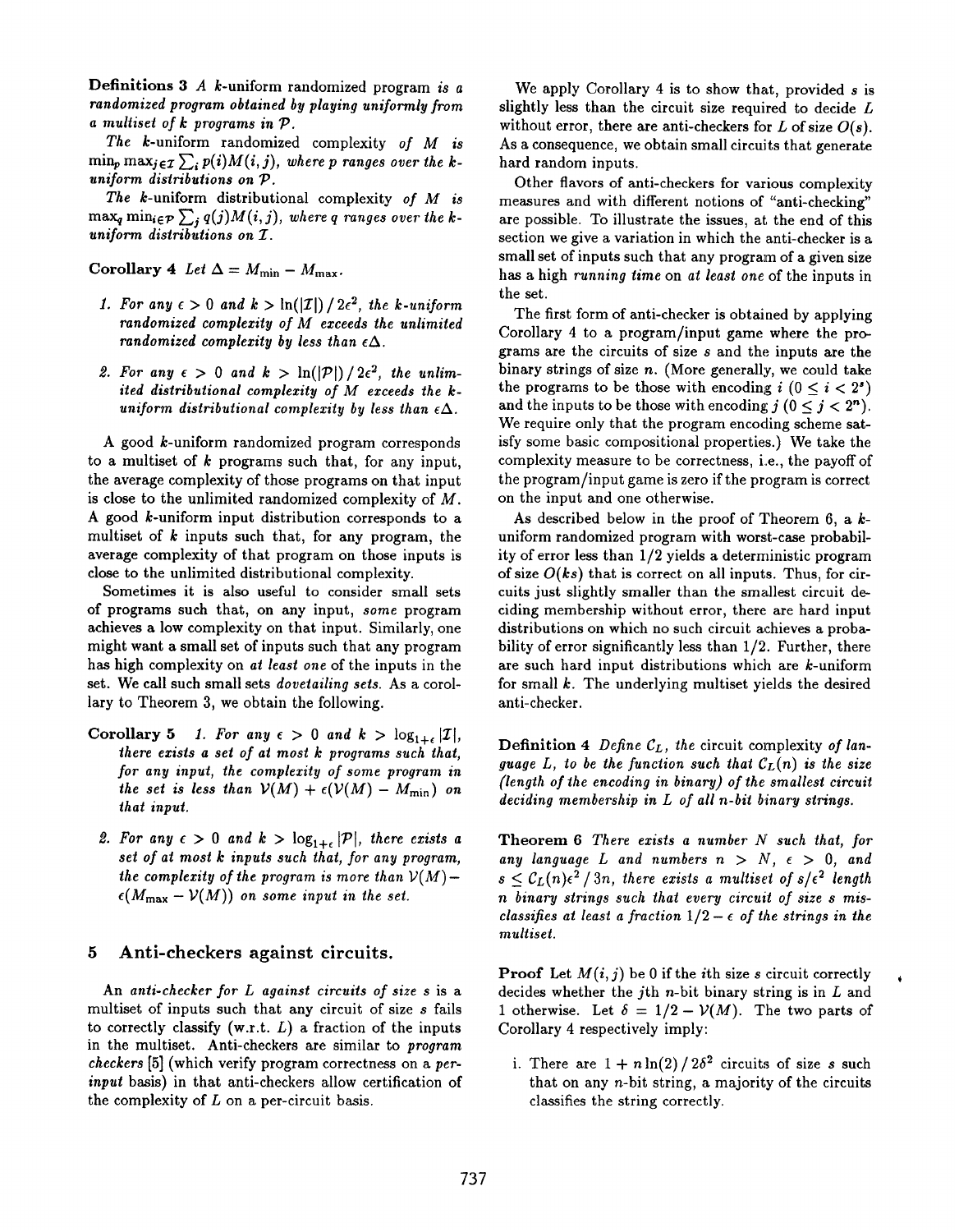**Definitions 3** *A k-uniform randomized program is a randomized program obtained by playing uniformly from a multiset of k programs in $\mathcal{P}$.*

*The k-uniform randomized complexity of $M$ is $\min_p \max_{j \in \mathcal{I}} \sum_i p(i) M(i,j)$, where $p$ ranges over the k-uniform distributions on $\mathcal{P}$.*

*The k-uniform distributional complexity of $M$ is $\max_q \min_{i \in \mathcal{P}} \sum_j q(j) M(i,j)$, where $q$ ranges over the k-uniform distributions on $\mathcal{I}$.*

**Corollary 4** *Let $\Delta = M_{\min} - M_{\max}$.*

1. *For any $\epsilon > 0$ and $k > \ln(|\mathcal{I}|) / 2\epsilon^2$, the k-uniform randomized complexity of $M$ exceeds the unlimited randomized complexity by less than $\epsilon\Delta$.*

2. *For any $\epsilon > 0$ and $k > \ln(|\mathcal{P}|) / 2\epsilon^2$, the unlimited distributional complexity of $M$ exceeds the k-uniform distributional complexity by less than $\epsilon\Delta$.*

A good $k$-uniform randomized program corresponds to a multiset of $k$ programs such that, for any input, the average complexity of those programs on that input is close to the unlimited randomized complexity of $M$. A good $k$-uniform input distribution corresponds to a multiset of $k$ inputs such that, for any program, the average complexity of that program on those inputs is close to the unlimited distributional complexity.

Sometimes it is also useful to consider small sets of programs such that, on any input, *some* program achieves a low complexity on that input. Similarly, one might want a small set of inputs such that any program has high complexity on *at least one* of the inputs in the set. We call such small sets *dovetailing sets.* As a corollary to Theorem 3, we obtain the following.

**Corollary 5** 1. *For any $\epsilon > 0$ and $k > \log_{1+\epsilon} |\mathcal{I}|$, there exists a set of at most $k$ programs such that, for any input, the complexity of some program in the set is less than $\mathcal{V}(M) + \epsilon(\mathcal{V}(M) - M_{\min})$ on that input.*

2. *For any $\epsilon > 0$ and $k > \log_{1+\epsilon} |\mathcal{P}|$, there exists a set of at most $k$ inputs such that, for any program, the complexity of the program is more than $\mathcal{V}(M) - \epsilon(M_{\max} - \mathcal{V}(M))$ on some input in the set.*

## 5 Anti-checkers against circuits.

An *anti-checker for $L$ against circuits of size $s$* is a multiset of inputs such that any circuit of size $s$ fails to correctly classify (w.r.t. $L$) a fraction of the inputs in the multiset. Anti-checkers are similar to *program checkers* [5] (which verify program correctness on a *per-input* basis) in that anti-checkers allow certification of the complexity of $L$ on a per-circuit basis.

We apply Corollary 4 is to show that, provided $s$ is slightly less than the circuit size required to decide $L$ without error, there are anti-checkers for $L$ of size $O(s)$. As a consequence, we obtain small circuits that generate hard random inputs.

Other flavors of anti-checkers for various complexity measures and with different notions of "anti-checking" are possible. To illustrate the issues, at the end of this section we give a variation in which the anti-checker is a small set of inputs such that any program of a given size has a high *running time* on *at least one* of the inputs in the set.

The first form of anti-checker is obtained by applying Corollary 4 to a program/input game where the programs are the circuits of size $s$ and the inputs are the binary strings of size $n$. (More generally, we could take the programs to be those with encoding $i$ $(0 \le i < 2^s)$ and the inputs to be those with encoding $j$ $(0 \le j < 2^n)$. We require only that the program encoding scheme satisfy some basic compositional properties.) We take the complexity measure to be correctness, i.e., the payoff of the program/input game is zero if the program is correct on the input and one otherwise.

As described below in the proof of Theorem 6, a $k$-uniform randomized program with worst-case probability of error less than $1/2$ yields a deterministic program of size $O(ks)$ that is correct on all inputs. Thus, for circuits just slightly smaller than the smallest circuit deciding membership without error, there are hard input distributions on which no such circuit achieves a probability of error significantly less than $1/2$. Further, there are such hard input distributions which are $k$-uniform for small $k$. The underlying multiset yields the desired anti-checker.

**Definition 4** *Define $\mathcal{C}_L$, the circuit complexity of language $L$, to be the function such that $\mathcal{C}_L(n)$ is the size (length of the encoding in binary) of the smallest circuit deciding membership in $L$ of all n-bit binary strings.*

**Theorem 6** *There exists a number $N$ such that, for any language $L$ and numbers $n > N$, $\epsilon > 0$, and $s \le \mathcal{C}_L(n)\epsilon^2 / 3n$, there exists a multiset of $s/\epsilon^2$ length $n$ binary strings such that every circuit of size $s$ misclassifies at least a fraction $1/2 - \epsilon$ of the strings in the multiset.*

**Proof** Let $M(i,j)$ be 0 if the $i$th size $s$ circuit correctly decides whether the $j$th $n$-bit binary string is in $L$ and 1 otherwise. Let $\delta = 1/2 - \mathcal{V}(M)$. The two parts of Corollary 4 respectively imply:

i. There are $1 + n\ln(2) / 2\delta^2$ circuits of size $s$ such that on any $n$-bit string, a majority of the circuits classifies the string correctly.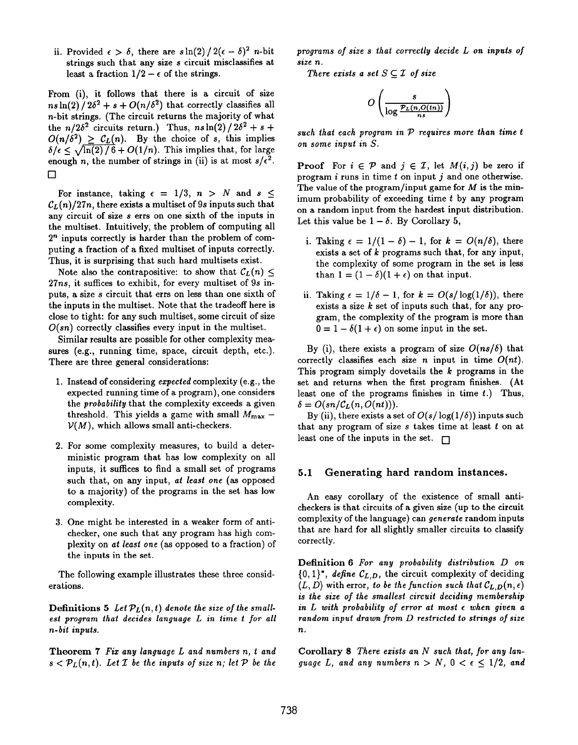ii. Provided $\epsilon > \delta$, there are $s \ln(2) / 2(\epsilon - \delta)^2$ $n$-bit strings such that any size $s$ circuit misclassifies at least a fraction $1/2 - \epsilon$ of the strings.

From (i), it follows that there is a circuit of size $ns\ln(2) / 2\delta^2 + s + O(n/\delta^2)$ that correctly classifies all $n$-bit strings. (The circuit returns the majority of what the $n/2\delta^2$ circuits return.) Thus, $ns\ln(2) / 2\delta^2 + s + O(n/\delta^2) \geq \mathcal{C}_L(n)$. By the choice of $s$, this implies $\delta/\epsilon \leq \sqrt{\ln(2) / 6} + O(1/n)$. This implies that, for large enough $n$, the number of strings in (ii) is at most $s/\epsilon^2$. □

For instance, taking $\epsilon = 1/3$, $n > N$ and $s \leq \mathcal{C}_L(n)/27n$, there exists a multiset of $9s$ inputs such that any circuit of size $s$ errs on one sixth of the inputs in the multiset. Intuitively, the problem of computing all $2^n$ inputs correctly is harder than the problem of computing a fraction of a fixed multiset of inputs correctly. Thus, it is surprising that such hard multisets exist.

Note also the contrapositive: to show that $\mathcal{C}_L(n) \leq 27ns$, it suffices to exhibit, for every multiset of $9s$ inputs, a size $s$ circuit that errs on less than one sixth of the inputs in the multiset. Note that the tradeoff here is close to tight: for any such multiset, some circuit of size $O(sn)$ correctly classifies every input in the multiset.

Similar results are possible for other complexity measures (e.g., running time, space, circuit depth, etc.). There are three general considerations:

1. Instead of considering *expected* complexity (e.g., the expected running time of a program), one considers the *probability* that the complexity exceeds a given threshold. This yields a game with small $M_{\max} - \mathcal{V}(M)$, which allows small anti-checkers.
2. For some complexity measures, to build a deterministic program that has low complexity on all inputs, it suffices to find a small set of programs such that, on any input, *at least one* (as opposed to a majority) of the programs in the set has low complexity.
3. One might be interested in a weaker form of anti-checker, one such that any program has high complexity on *at least one* (as opposed to a fraction) of the inputs in the set.

The following example illustrates these three considerations.

**Definitions 5** *Let $\mathcal{P}_L(n,t)$ denote the size of the smallest program that decides language $L$ in time $t$ for all $n$-bit inputs.*

**Theorem 7** *Fix any language $L$ and numbers $n$, $t$ and $s < \mathcal{P}_L(n,t)$. Let $\mathcal{I}$ be the inputs of size $n$; let $\mathcal{P}$ be the programs of size $s$ that correctly decide $L$ on inputs of size $n$.*

*There exists a set $S \subseteq \mathcal{I}$ of size*

$$O\left(\frac{s}{\log \frac{\mathcal{P}_L(n,O(tn))}{ns}}\right)$$

*such that each program in $\mathcal{P}$ requires more than time $t$ on some input in $S$.*

**Proof** For $i \in \mathcal{P}$ and $j \in \mathcal{I}$, let $M(i,j)$ be zero if program $i$ runs in time $t$ on input $j$ and one otherwise. The value of the program/input game for $M$ is the minimum probability of exceeding time $t$ by any program on a random input from the hardest input distribution. Let this value be $1 - \delta$. By Corollary 5,

i. Taking $\epsilon = 1/(1-\delta) - 1$, for $k = O(n/\delta)$, there exists a set of $k$ programs such that, for any input, the complexity of some program in the set is less than $1 = (1-\delta)(1+\epsilon)$ on that input.

ii. Taking $\epsilon = 1/\delta - 1$, for $k = O(s/\log(1/\delta))$, there exists a size $k$ set of inputs such that, for any program, the complexity of the program is more than $0 = 1 - \delta(1+\epsilon)$ on some input in the set.

By (i), there exists a program of size $O(ns/\delta)$ that correctly classifies each size $n$ input in time $O(nt)$. This program simply dovetails the $k$ programs in the set and returns when the first program finishes. (At least one of the programs finishes in time $t$.) Thus, $\delta = O(sn/\mathcal{C}_L(n, O(nt)))$.

By (ii), there exists a set of $O(s/\log(1/\delta))$ inputs such that any program of size $s$ takes time at least $t$ on at least one of the inputs in the set. □

## 5.1 Generating hard random instances.

An easy corollary of the existence of small anti-checkers is that circuits of a given size (up to the circuit complexity of the language) can *generate* random inputs that are hard for all slightly smaller circuits to classify correctly.

**Definition 6** *For any probability distribution $D$ on $\{0,1\}^*$, define $\mathcal{C}_{L,D}$, the circuit complexity of deciding $\langle L, D\rangle$* with error, *to be the function such that $\mathcal{C}_{L,D}(n,\epsilon)$ is the size of the smallest circuit deciding membership in $L$ with probability of error at most $\epsilon$ when given a random input drawn from $D$ restricted to strings of size $n$.*

**Corollary 8** *There exists an $N$ such that, for any language $L$, and any numbers $n > N$, $0 < \epsilon \leq 1/2$, and*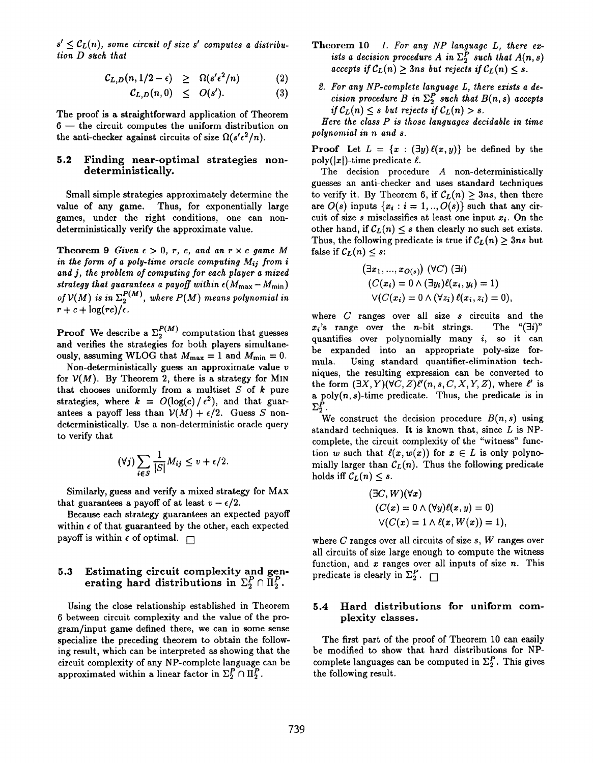$s' \leq \mathcal{C}_L(n)$*, some circuit of size* $s'$ *computes a distribution* $D$ *such that*

$$\mathcal{C}_{L,D}(n, 1/2 - \epsilon) \geq \Omega(s'\epsilon^2/n) \tag{2}$$

$$\mathcal{C}_{L,D}(n, 0) \leq O(s'). \tag{3}$$

The proof is a straightforward application of Theorem 6 — the circuit computes the uniform distribution on the anti-checker against circuits of size $\Omega(s'\epsilon^2/n)$.

### 5.2 Finding near-optimal strategies non-deterministically.

Small simple strategies approximately determine the value of any game. Thus, for exponentially large games, under the right conditions, one can non-deterministically verify the approximate value.

**Theorem 9** *Given* $\epsilon > 0$, $r$, $c$, *and an* $r \times c$ *game* $M$ *in the form of a poly-time oracle computing* $M_{ij}$ *from* $i$ *and* $j$, *the problem of computing for each player a mixed strategy that guarantees a payoff within* $\epsilon(M_{\max} - M_{\min})$ *of* $\mathcal{V}(M)$ *is in* $\Sigma_2^{P(M)}$, *where* $P(M)$ *means polynomial in* $r + c + \log(rc)/\epsilon$.

**Proof** We describe a $\Sigma_2^{P(M)}$ computation that guesses and verifies the strategies for both players simultaneously, assuming WLOG that $M_{\max} = 1$ and $M_{\min} = 0$.

Non-deterministically guess an approximate value $v$ for $\mathcal{V}(M)$. By Theorem 2, there is a strategy for MIN that chooses uniformly from a multiset $S$ of $k$ pure strategies, where $k = O(\log(c) / \epsilon^2)$, and that guarantees a payoff less than $\mathcal{V}(M) + \epsilon/2$. Guess $S$ non-deterministically. Use a non-deterministic oracle query to verify that

$$(\forall j) \sum_{i \in S} \frac{1}{|S|} M_{ij} \leq v + \epsilon/2.$$

Similarly, guess and verify a mixed strategy for MAX that guarantees a payoff of at least $v - \epsilon/2$.

Because each strategy guarantees an expected payoff within $\epsilon$ of that guaranteed by the other, each expected payoff is within $\epsilon$ of optimal. □

### 5.3 Estimating circuit complexity and generating hard distributions in $\Sigma_2^P \cap \Pi_2^P$.

Using the close relationship established in Theorem 6 between circuit complexity and the value of the program/input game defined there, we can in some sense specialize the preceding theorem to obtain the following result, which can be interpreted as showing that the circuit complexity of any NP-complete language can be approximated within a linear factor in $\Sigma_2^P \cap \Pi_2^P$.

**Theorem 10** *1. For any NP language* $L$, *there exists a decision procedure* $A$ *in* $\Sigma_2^P$ *such that* $A(n, s)$ *accepts if* $\mathcal{C}_L(n) \geq 3ns$ *but rejects if* $\mathcal{C}_L(n) \leq s$.

*2. For any NP-complete language* $L$, *there exists a decision procedure* $B$ *in* $\Sigma_2^P$ *such that* $B(n, s)$ *accepts if* $\mathcal{C}_L(n) \leq s$ *but rejects if* $\mathcal{C}_L(n) > s$.

*Here the class P is those languages decidable in time polynomial in* $n$ *and* $s$.

**Proof** Let $L = \{x : (\exists y)\, \ell(x, y)\}$ be defined by the poly($|x|$)-time predicate $\ell$.

The decision procedure $A$ non-deterministically guesses an anti-checker and uses standard techniques to verify it. By Theorem 6, if $\mathcal{C}_L(n) \geq 3ns$, then there are $O(s)$ inputs $\{x_i : i = 1, .., O(s)\}$ such that any circuit of size $s$ misclassifies at least one input $x_i$. On the other hand, if $\mathcal{C}_L(n) \leq s$ then clearly no such set exists. Thus, the following predicate is true if $\mathcal{C}_L(n) \geq 3ns$ but false if $\mathcal{C}_L(n) \leq s$:

$$\begin{aligned}
&(\exists x_1, ..., x_{O(s)})\ (\forall C)\ (\exists i) \\
&(C(x_i) = 0 \wedge (\exists y_i)\ell(x_i, y_i) = 1) \\
&\vee (C(x_i) = 0 \wedge (\forall z_i)\, \ell(x_i, z_i) = 0),
\end{aligned}$$

where $C$ ranges over all size $s$ circuits and the $x_i$'s range over the $n$-bit strings. The "$(\exists i)$" quantifies over polynomially many $i$, so it can be expanded into an appropriate poly-size formula. Using standard quantifier-elimination techniques, the resulting expression can be converted to the form $(\exists X, Y)(\forall C, Z)\ell'(n, s, C, X, Y, Z)$, where $\ell'$ is a poly($n, s$)-time predicate. Thus, the predicate is in $\Sigma_2^P$.

We construct the decision procedure $B(n, s)$ using standard techniques. It is known that, since $L$ is NP-complete, the circuit complexity of the "witness" function $w$ such that $\ell(x, w(x))$ for $x \in L$ is only polynomially larger than $\mathcal{C}_L(n)$. Thus the following predicate holds iff $\mathcal{C}_L(n) \leq s$.

$$\begin{aligned}
&(\exists C, W)(\forall x) \\
&(C(x) = 0 \wedge (\forall y)\ell(x, y) = 0) \\
&\vee (C(x) = 1 \wedge \ell(x, W(x)) = 1),
\end{aligned}$$

where $C$ ranges over all circuits of size $s$, $W$ ranges over all circuits of size large enough to compute the witness function, and $x$ ranges over all inputs of size $n$. This predicate is clearly in $\Sigma_2^P$. □

### 5.4 Hard distributions for uniform complexity classes.

The first part of the proof of Theorem 10 can easily be modified to show that hard distributions for NP-complete languages can be computed in $\Sigma_2^P$. This gives the following result.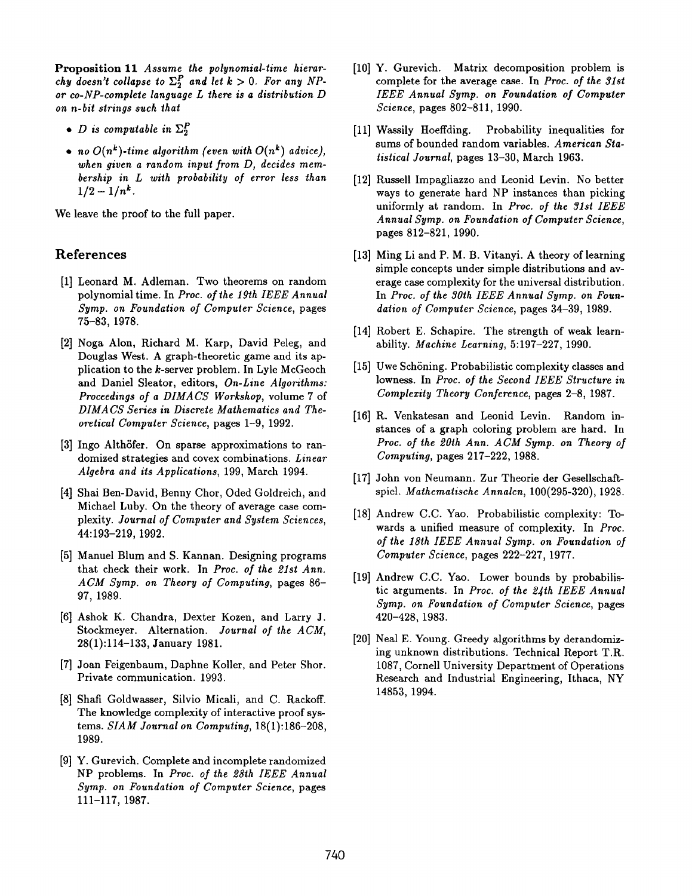**Proposition 11** *Assume the polynomial-time hierarchy doesn't collapse to $\Sigma_2^P$ and let $k > 0$. For any NP- or co-NP-complete language $L$ there is a distribution $D$ on $n$-bit strings such that*

- *$D$ is computable in $\Sigma_2^P$*
- *no $O(n^k)$-time algorithm (even with $O(n^k)$ advice), when given a random input from $D$, decides membership in $L$ with probability of error less than $1/2 - 1/n^k$.*

We leave the proof to the full paper.

## References

[1] Leonard M. Adleman. Two theorems on random polynomial time. In *Proc. of the 19th IEEE Annual Symp. on Foundation of Computer Science*, pages 75–83, 1978.

[2] Noga Alon, Richard M. Karp, David Peleg, and Douglas West. A graph-theoretic game and its application to the $k$-server problem. In Lyle McGeoch and Daniel Sleator, editors, *On-Line Algorithms: Proceedings of a DIMACS Workshop*, volume 7 of *DIMACS Series in Discrete Mathematics and Theoretical Computer Science*, pages 1–9, 1992.

[3] Ingo Althöfer. On sparse approximations to randomized strategies and covex combinations. *Linear Algebra and its Applications*, 199, March 1994.

[4] Shai Ben-David, Benny Chor, Oded Goldreich, and Michael Luby. On the theory of average case complexity. *Journal of Computer and System Sciences*, 44:193–219, 1992.

[5] Manuel Blum and S. Kannan. Designing programs that check their work. In *Proc. of the 21st Ann. ACM Symp. on Theory of Computing*, pages 86–97, 1989.

[6] Ashok K. Chandra, Dexter Kozen, and Larry J. Stockmeyer. Alternation. *Journal of the ACM*, 28(1):114–133, January 1981.

[7] Joan Feigenbaum, Daphne Koller, and Peter Shor. Private communication. 1993.

[8] Shafi Goldwasser, Silvio Micali, and C. Rackoff. The knowledge complexity of interactive proof systems. *SIAM Journal on Computing*, 18(1):186–208, 1989.

[9] Y. Gurevich. Complete and incomplete randomized NP problems. In *Proc. of the 28th IEEE Annual Symp. on Foundation of Computer Science*, pages 111–117, 1987.

[10] Y. Gurevich. Matrix decomposition problem is complete for the average case. In *Proc. of the 31st IEEE Annual Symp. on Foundation of Computer Science*, pages 802–811, 1990.

[11] Wassily Hoeffding. Probability inequalities for sums of bounded random variables. *American Statistical Journal*, pages 13–30, March 1963.

[12] Russell Impagliazzo and Leonid Levin. No better ways to generate hard NP instances than picking uniformly at random. In *Proc. of the 31st IEEE Annual Symp. on Foundation of Computer Science*, pages 812–821, 1990.

[13] Ming Li and P. M. B. Vitanyi. A theory of learning simple concepts under simple distributions and average case complexity for the universal distribution. In *Proc. of the 30th IEEE Annual Symp. on Foundation of Computer Science*, pages 34–39, 1989.

[14] Robert E. Schapire. The strength of weak learnability. *Machine Learning*, 5:197–227, 1990.

[15] Uwe Schöning. Probabilistic complexity classes and lowness. In *Proc. of the Second IEEE Structure in Complexity Theory Conference*, pages 2–8, 1987.

[16] R. Venkatesan and Leonid Levin. Random instances of a graph coloring problem are hard. In *Proc. of the 20th Ann. ACM Symp. on Theory of Computing*, pages 217–222, 1988.

[17] John von Neumann. Zur Theorie der Gesellschaftspiel. *Mathematische Annalen*, 100(295-320), 1928.

[18] Andrew C.C. Yao. Probabilistic complexity: Towards a unified measure of complexity. In *Proc. of the 18th IEEE Annual Symp. on Foundation of Computer Science*, pages 222–227, 1977.

[19] Andrew C.C. Yao. Lower bounds by probabilistic arguments. In *Proc. of the 24th IEEE Annual Symp. on Foundation of Computer Science*, pages 420–428, 1983.

[20] Neal E. Young. Greedy algorithms by derandomizing unknown distributions. Technical Report T.R. 1087, Cornell University Department of Operations Research and Industrial Engineering, Ithaca, NY 14853, 1994.